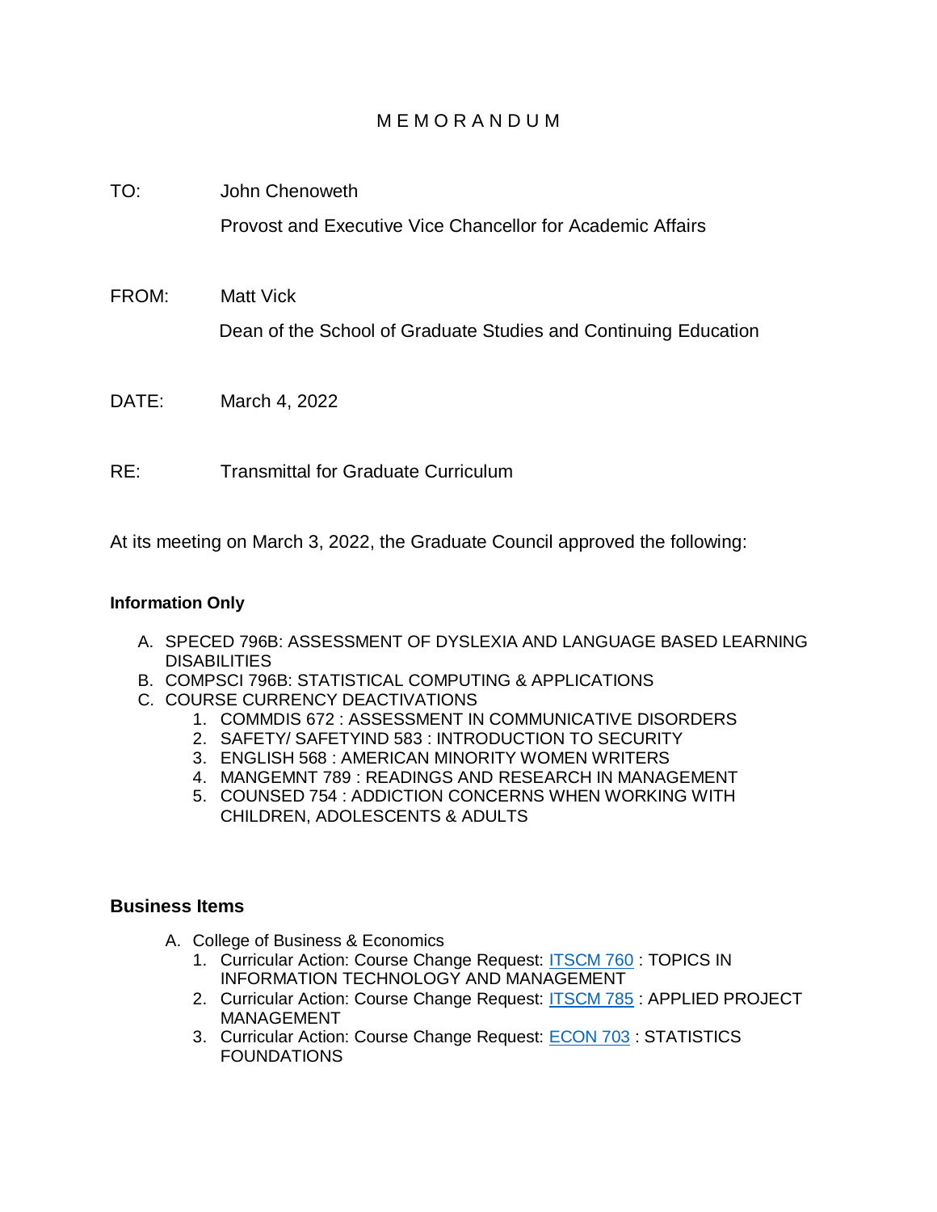# M E M O R A N D U M

TO: John Chenoweth

Provost and Executive Vice Chancellor for Academic Affairs

FROM: Matt Vick

Dean of the School of Graduate Studies and Continuing Education

DATE: March 4, 2022

RE: Transmittal for Graduate Curriculum

At its meeting on March 3, 2022, the Graduate Council approved the following:

**Information Only**

A. SPECED 796B: ASSESSMENT OF DYSLEXIA AND LANGUAGE BASED LEARNING DISABILITIES
B. COMPSCI 796B: STATISTICAL COMPUTING & APPLICATIONS
C. COURSE CURRENCY DEACTIVATIONS
   1. COMMDIS 672 : ASSESSMENT IN COMMUNICATIVE DISORDERS
   2. SAFETY/ SAFETYIND 583 : INTRODUCTION TO SECURITY
   3. ENGLISH 568 : AMERICAN MINORITY WOMEN WRITERS
   4. MANGEMNT 789 : READINGS AND RESEARCH IN MANAGEMENT
   5. COUNSED 754 : ADDICTION CONCERNS WHEN WORKING WITH CHILDREN, ADOLESCENTS & ADULTS

## Business Items

A. College of Business & Economics
   1. Curricular Action: Course Change Request: ITSCM 760 : TOPICS IN INFORMATION TECHNOLOGY AND MANAGEMENT
   2. Curricular Action: Course Change Request: ITSCM 785 : APPLIED PROJECT MANAGEMENT
   3. Curricular Action: Course Change Request: ECON 703 : STATISTICS FOUNDATIONS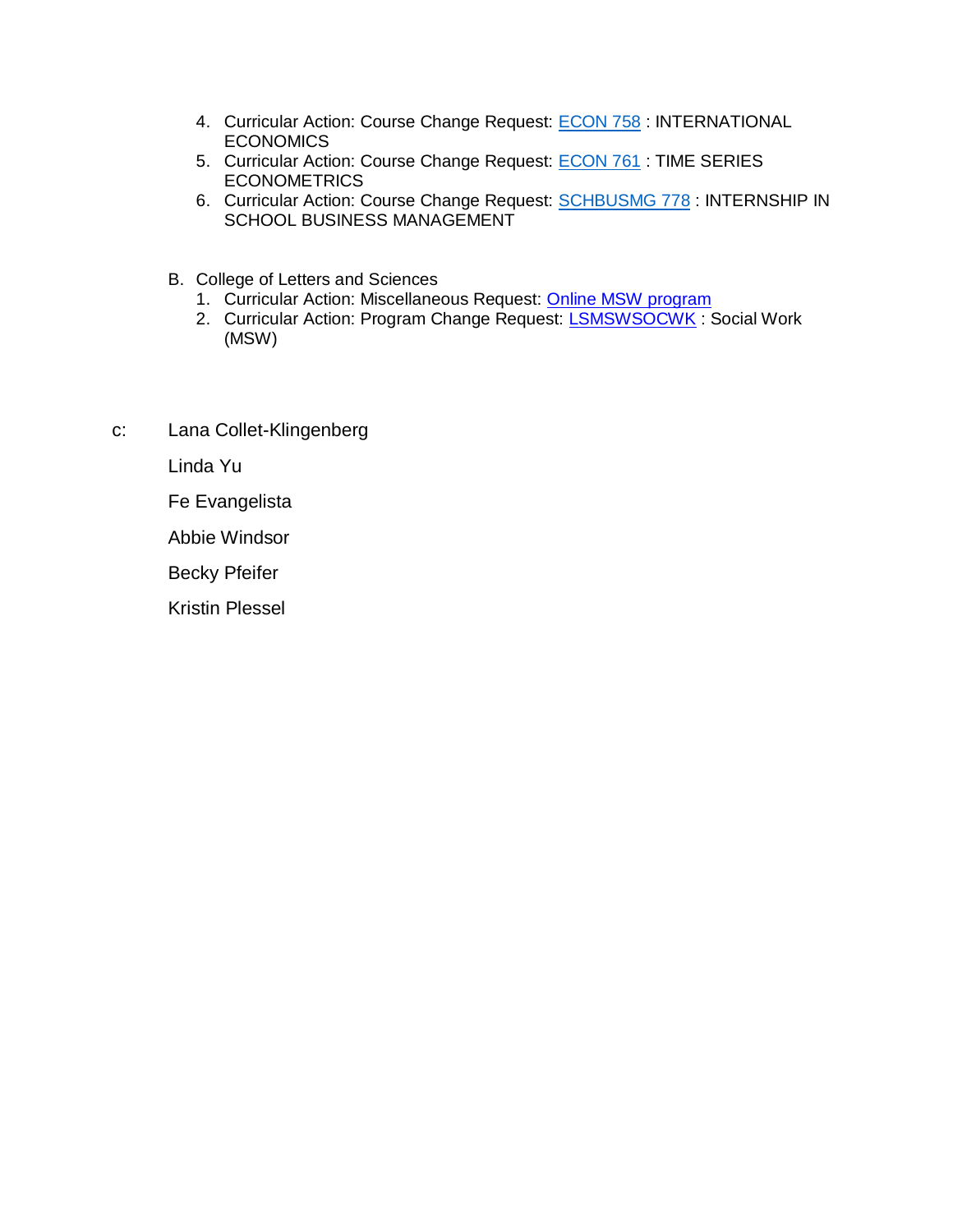4. Curricular Action: Course Change Request: ECON 758 : INTERNATIONAL ECONOMICS
5. Curricular Action: Course Change Request: ECON 761 : TIME SERIES ECONOMETRICS
6. Curricular Action: Course Change Request: SCHBUSMG 778 : INTERNSHIP IN SCHOOL BUSINESS MANAGEMENT

B. College of Letters and Sciences
   1. Curricular Action: Miscellaneous Request: Online MSW program
   2. Curricular Action: Program Change Request: LSMSWSOCWK : Social Work (MSW)

c: Lana Collet-Klingenberg

Linda Yu

Fe Evangelista

Abbie Windsor

Becky Pfeifer

Kristin Plessel